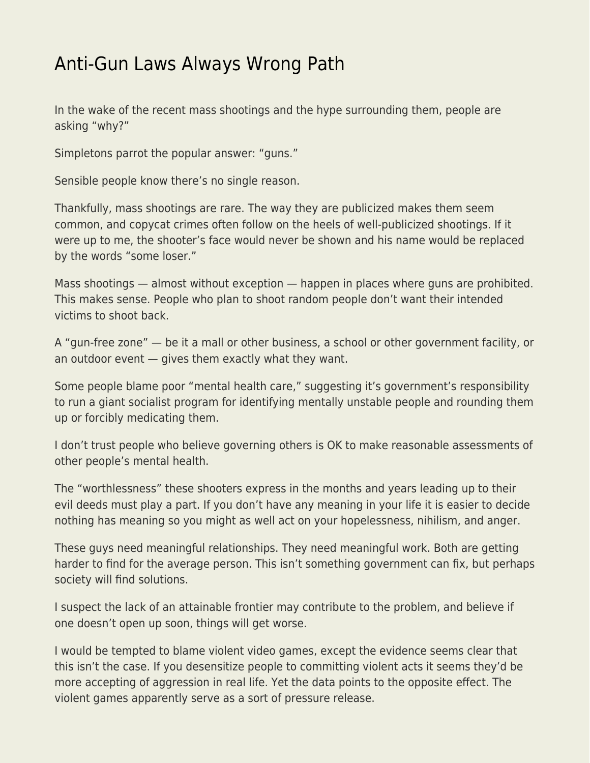# Anti-Gun Laws Always Wrong Path

In the wake of the recent mass shootings and the hype surrounding them, people are asking "why?"

Simpletons parrot the popular answer: "guns."

Sensible people know there's no single reason.

Thankfully, mass shootings are rare. The way they are publicized makes them seem common, and copycat crimes often follow on the heels of well-publicized shootings. If it were up to me, the shooter's face would never be shown and his name would be replaced by the words "some loser."

Mass shootings — almost without exception — happen in places where guns are prohibited. This makes sense. People who plan to shoot random people don't want their intended victims to shoot back.

A "gun-free zone" — be it a mall or other business, a school or other government facility, or an outdoor event — gives them exactly what they want.

Some people blame poor "mental health care," suggesting it's government's responsibility to run a giant socialist program for identifying mentally unstable people and rounding them up or forcibly medicating them.

I don't trust people who believe governing others is OK to make reasonable assessments of other people's mental health.

The "worthlessness" these shooters express in the months and years leading up to their evil deeds must play a part. If you don't have any meaning in your life it is easier to decide nothing has meaning so you might as well act on your hopelessness, nihilism, and anger.

These guys need meaningful relationships. They need meaningful work. Both are getting harder to find for the average person. This isn't something government can fix, but perhaps society will find solutions.

I suspect the lack of an attainable frontier may contribute to the problem, and believe if one doesn't open up soon, things will get worse.

I would be tempted to blame violent video games, except the evidence seems clear that this isn't the case. If you desensitize people to committing violent acts it seems they'd be more accepting of aggression in real life. Yet the data points to the opposite effect. The violent games apparently serve as a sort of pressure release.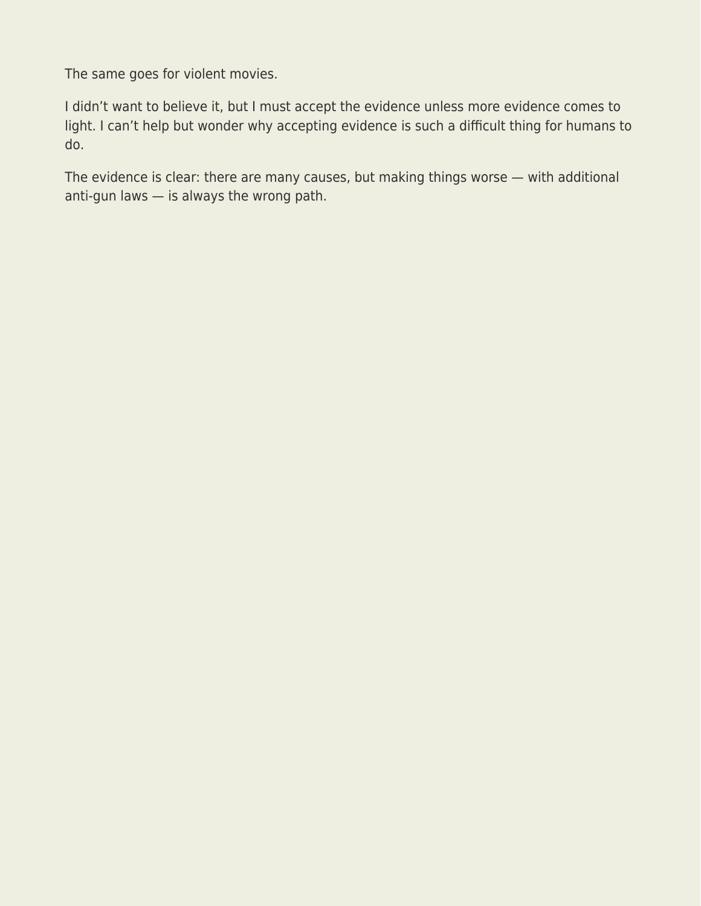The same goes for violent movies.

I didn’t want to believe it, but I must accept the evidence unless more evidence comes to light. I can’t help but wonder why accepting evidence is such a difficult thing for humans to do.

The evidence is clear: there are many causes, but making things worse — with additional anti-gun laws — is always the wrong path.